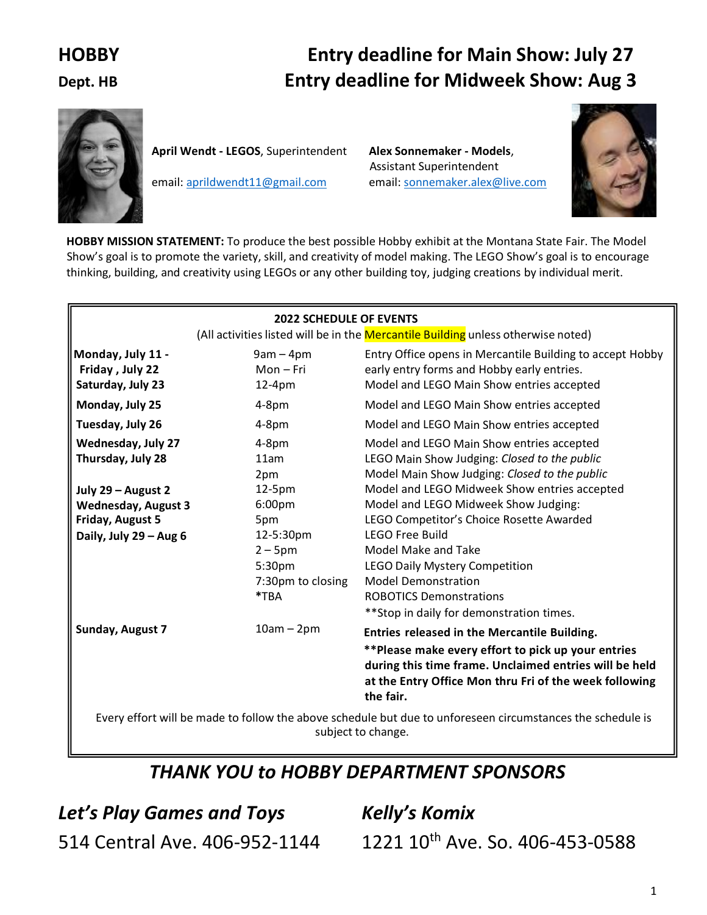# HOBBY

**Dept. HB**

## Entry deadline for Main Show: July 27
## Entry deadline for Midweek Show: Aug 3

**April Wendt - LEGOS**, Superintendent

email: aprildwendt11@gmail.com

**Alex Sonnemaker - Models**, Assistant Superintendent

email: sonnemaker.alex@live.com

**HOBBY MISSION STATEMENT:** To produce the best possible Hobby exhibit at the Montana State Fair. The Model Show's goal is to promote the variety, skill, and creativity of model making. The LEGO Show's goal is to encourage thinking, building, and creativity using LEGOs or any other building toy, judging creations by individual merit.

**2022 SCHEDULE OF EVENTS**

(All activities listed will be in the Mercantile Building unless otherwise noted)

| Date | Time | Event |
|---|---|---|
| **Monday, July 11 - Friday, July 22** | 9am – 4pm Mon – Fri | Entry Office opens in Mercantile Building to accept Hobby early entry forms and Hobby early entries. |
| **Saturday, July 23** | 12-4pm | Model and LEGO Main Show entries accepted |
| **Monday, July 25** | 4-8pm | Model and LEGO Main Show entries accepted |
| **Tuesday, July 26** | 4-8pm | Model and LEGO Main Show entries accepted |
| **Wednesday, July 27** | 4-8pm | Model and LEGO Main Show entries accepted |
| **Thursday, July 28** | 11am | LEGO Main Show Judging: *Closed to the public* |
| | 2pm | Model Main Show Judging: *Closed to the public* |
| **July 29 – August 2** | 12-5pm | Model and LEGO Midweek Show entries accepted |
| **Wednesday, August 3** | 6:00pm | Model and LEGO Midweek Show Judging: |
| **Friday, August 5** | 5pm | LEGO Competitor's Choice Rosette Awarded |
| **Daily, July 29 – Aug 6** | 12-5:30pm | LEGO Free Build |
| | 2 – 5pm | Model Make and Take |
| | 5:30pm | LEGO Daily Mystery Competition |
| | 7:30pm to closing | Model Demonstration |
| | *TBA | ROBOTICS Demonstrations |
| | | **Stop in daily for demonstration times. |
| **Sunday, August 7** | 10am – 2pm | **Entries released in the Mercantile Building.** **\*\*Please make every effort to pick up your entries during this time frame. Unclaimed entries will be held at the Entry Office Mon thru Fri of the week following the fair.** |

Every effort will be made to follow the above schedule but due to unforeseen circumstances the schedule is subject to change.

## *THANK YOU to HOBBY DEPARTMENT SPONSORS*

***Let's Play Games and Toys***

514 Central Ave. 406-952-1144

***Kelly's Komix***

1221 10th Ave. So. 406-453-0588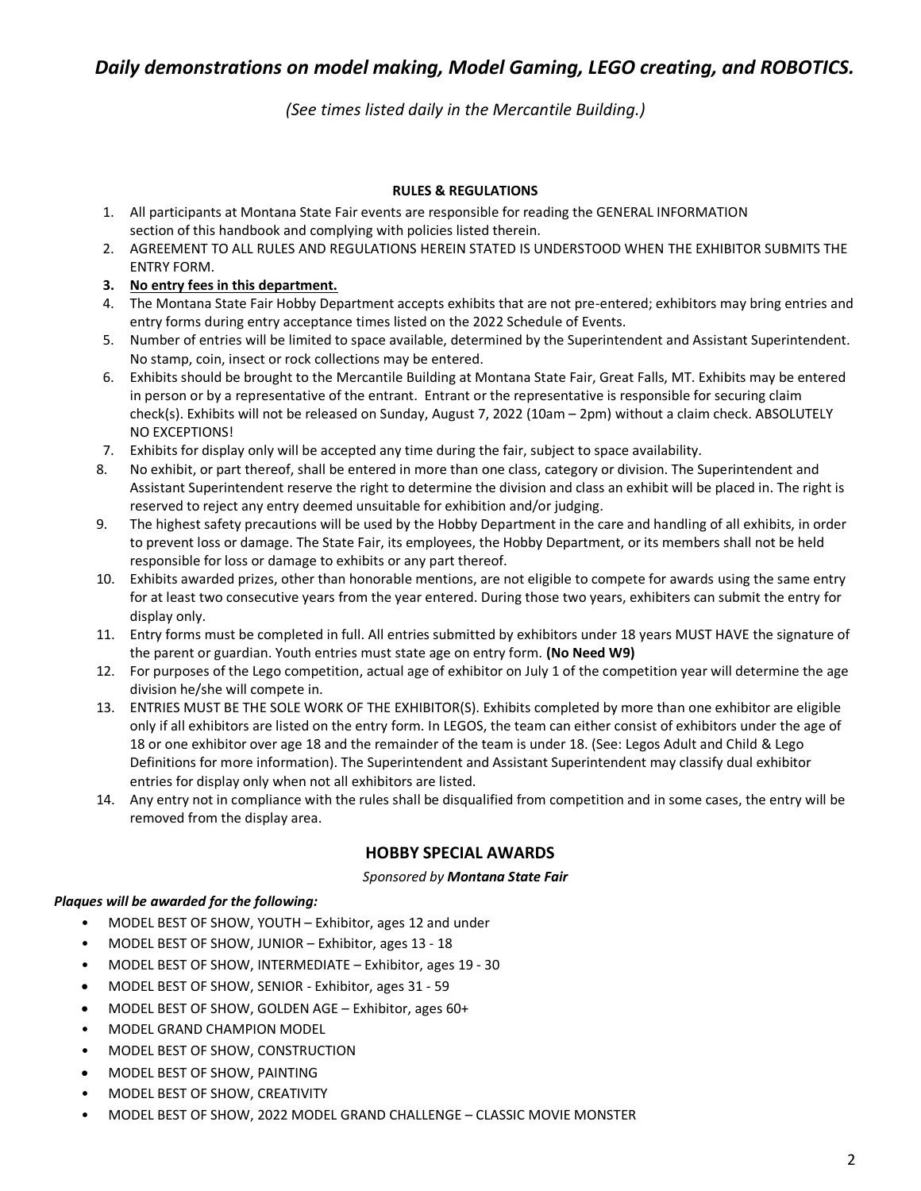*Daily demonstrations on model making, Model Gaming, LEGO creating, and ROBOTICS.*

*(See times listed daily in the Mercantile Building.)*

**RULES & REGULATIONS**

1. All participants at Montana State Fair events are responsible for reading the GENERAL INFORMATION section of this handbook and complying with policies listed therein.
2. AGREEMENT TO ALL RULES AND REGULATIONS HEREIN STATED IS UNDERSTOOD WHEN THE EXHIBITOR SUBMITS THE ENTRY FORM.
3. **No entry fees in this department.**
4. The Montana State Fair Hobby Department accepts exhibits that are not pre-entered; exhibitors may bring entries and entry forms during entry acceptance times listed on the 2022 Schedule of Events.
5. Number of entries will be limited to space available, determined by the Superintendent and Assistant Superintendent. No stamp, coin, insect or rock collections may be entered.
6. Exhibits should be brought to the Mercantile Building at Montana State Fair, Great Falls, MT. Exhibits may be entered in person or by a representative of the entrant. Entrant or the representative is responsible for securing claim check(s). Exhibits will not be released on Sunday, August 7, 2022 (10am – 2pm) without a claim check. ABSOLUTELY NO EXCEPTIONS!
7. Exhibits for display only will be accepted any time during the fair, subject to space availability.
8. No exhibit, or part thereof, shall be entered in more than one class, category or division. The Superintendent and Assistant Superintendent reserve the right to determine the division and class an exhibit will be placed in. The right is reserved to reject any entry deemed unsuitable for exhibition and/or judging.
9. The highest safety precautions will be used by the Hobby Department in the care and handling of all exhibits, in order to prevent loss or damage. The State Fair, its employees, the Hobby Department, or its members shall not be held responsible for loss or damage to exhibits or any part thereof.
10. Exhibits awarded prizes, other than honorable mentions, are not eligible to compete for awards using the same entry for at least two consecutive years from the year entered. During those two years, exhibiters can submit the entry for display only.
11. Entry forms must be completed in full. All entries submitted by exhibitors under 18 years MUST HAVE the signature of the parent or guardian. Youth entries must state age on entry form. **(No Need W9)**
12. For purposes of the Lego competition, actual age of exhibitor on July 1 of the competition year will determine the age division he/she will compete in.
13. ENTRIES MUST BE THE SOLE WORK OF THE EXHIBITOR(S). Exhibits completed by more than one exhibitor are eligible only if all exhibitors are listed on the entry form. In LEGOS, the team can either consist of exhibitors under the age of 18 or one exhibitor over age 18 and the remainder of the team is under 18. (See: Legos Adult and Child & Lego Definitions for more information). The Superintendent and Assistant Superintendent may classify dual exhibitor entries for display only when not all exhibitors are listed.
14. Any entry not in compliance with the rules shall be disqualified from competition and in some cases, the entry will be removed from the display area.

## HOBBY SPECIAL AWARDS

*Sponsored by **Montana State Fair***

***Plaques will be awarded for the following:***

- MODEL BEST OF SHOW, YOUTH – Exhibitor, ages 12 and under
- MODEL BEST OF SHOW, JUNIOR – Exhibitor, ages 13 - 18
- MODEL BEST OF SHOW, INTERMEDIATE – Exhibitor, ages 19 - 30
- MODEL BEST OF SHOW, SENIOR - Exhibitor, ages 31 - 59
- MODEL BEST OF SHOW, GOLDEN AGE – Exhibitor, ages 60+
- MODEL GRAND CHAMPION MODEL
- MODEL BEST OF SHOW, CONSTRUCTION
- MODEL BEST OF SHOW, PAINTING
- MODEL BEST OF SHOW, CREATIVITY
- MODEL BEST OF SHOW, 2022 MODEL GRAND CHALLENGE – CLASSIC MOVIE MONSTER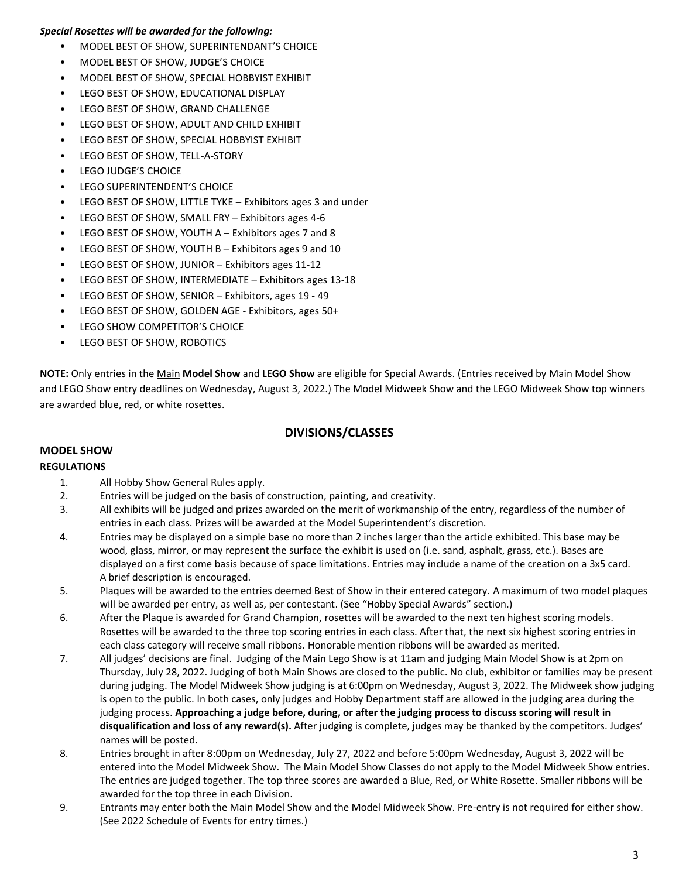***Special Rosettes will be awarded for the following:***

- MODEL BEST OF SHOW, SUPERINTENDANT'S CHOICE
- MODEL BEST OF SHOW, JUDGE'S CHOICE
- MODEL BEST OF SHOW, SPECIAL HOBBYIST EXHIBIT
- LEGO BEST OF SHOW, EDUCATIONAL DISPLAY
- LEGO BEST OF SHOW, GRAND CHALLENGE
- LEGO BEST OF SHOW, ADULT AND CHILD EXHIBIT
- LEGO BEST OF SHOW, SPECIAL HOBBYIST EXHIBIT
- LEGO BEST OF SHOW, TELL-A-STORY
- LEGO JUDGE'S CHOICE
- LEGO SUPERINTENDENT'S CHOICE
- LEGO BEST OF SHOW, LITTLE TYKE – Exhibitors ages 3 and under
- LEGO BEST OF SHOW, SMALL FRY – Exhibitors ages 4-6
- LEGO BEST OF SHOW, YOUTH A – Exhibitors ages 7 and 8
- LEGO BEST OF SHOW, YOUTH B – Exhibitors ages 9 and 10
- LEGO BEST OF SHOW, JUNIOR – Exhibitors ages 11-12
- LEGO BEST OF SHOW, INTERMEDIATE – Exhibitors ages 13-18
- LEGO BEST OF SHOW, SENIOR – Exhibitors, ages 19 - 49
- LEGO BEST OF SHOW, GOLDEN AGE - Exhibitors, ages 50+
- LEGO SHOW COMPETITOR'S CHOICE
- LEGO BEST OF SHOW, ROBOTICS

**NOTE:** Only entries in the Main **Model Show** and **LEGO Show** are eligible for Special Awards. (Entries received by Main Model Show and LEGO Show entry deadlines on Wednesday, August 3, 2022.) The Model Midweek Show and the LEGO Midweek Show top winners are awarded blue, red, or white rosettes.

## DIVISIONS/CLASSES

### MODEL SHOW

**REGULATIONS**

1. All Hobby Show General Rules apply.
2. Entries will be judged on the basis of construction, painting, and creativity.
3. All exhibits will be judged and prizes awarded on the merit of workmanship of the entry, regardless of the number of entries in each class. Prizes will be awarded at the Model Superintendent's discretion.
4. Entries may be displayed on a simple base no more than 2 inches larger than the article exhibited. This base may be wood, glass, mirror, or may represent the surface the exhibit is used on (i.e. sand, asphalt, grass, etc.). Bases are displayed on a first come basis because of space limitations. Entries may include a name of the creation on a 3x5 card. A brief description is encouraged.
5. Plaques will be awarded to the entries deemed Best of Show in their entered category. A maximum of two model plaques will be awarded per entry, as well as, per contestant. (See "Hobby Special Awards" section.)
6. After the Plaque is awarded for Grand Champion, rosettes will be awarded to the next ten highest scoring models. Rosettes will be awarded to the three top scoring entries in each class. After that, the next six highest scoring entries in each class category will receive small ribbons. Honorable mention ribbons will be awarded as merited.
7. All judges' decisions are final. Judging of the Main Lego Show is at 11am and judging Main Model Show is at 2pm on Thursday, July 28, 2022. Judging of both Main Shows are closed to the public. No club, exhibitor or families may be present during judging. The Model Midweek Show judging is at 6:00pm on Wednesday, August 3, 2022. The Midweek show judging is open to the public. In both cases, only judges and Hobby Department staff are allowed in the judging area during the judging process. **Approaching a judge before, during, or after the judging process to discuss scoring will result in disqualification and loss of any reward(s).** After judging is complete, judges may be thanked by the competitors. Judges' names will be posted.
8. Entries brought in after 8:00pm on Wednesday, July 27, 2022 and before 5:00pm Wednesday, August 3, 2022 will be entered into the Model Midweek Show. The Main Model Show Classes do not apply to the Model Midweek Show entries. The entries are judged together. The top three scores are awarded a Blue, Red, or White Rosette. Smaller ribbons will be awarded for the top three in each Division.
9. Entrants may enter both the Main Model Show and the Model Midweek Show. Pre-entry is not required for either show. (See 2022 Schedule of Events for entry times.)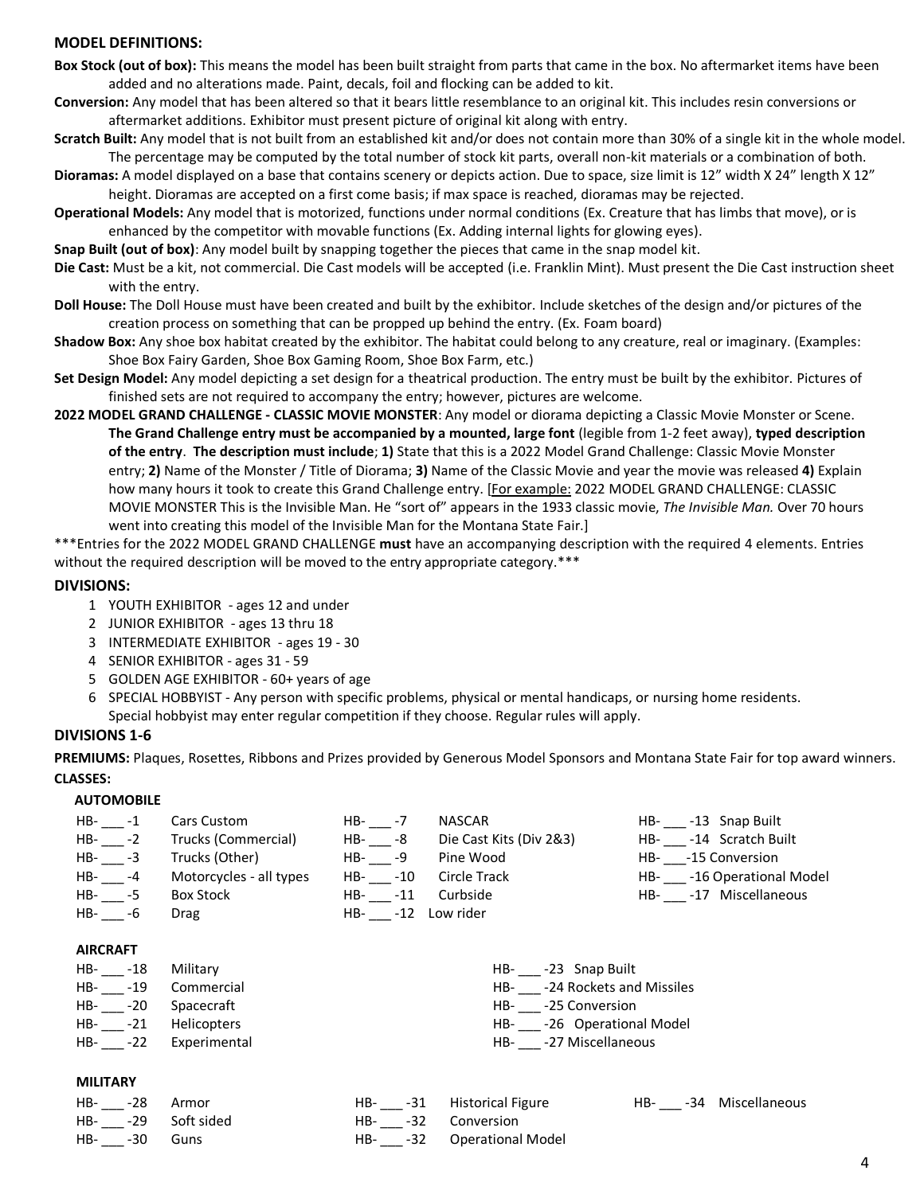### MODEL DEFINITIONS:

**Box Stock (out of box):** This means the model has been built straight from parts that came in the box. No aftermarket items have been added and no alterations made. Paint, decals, foil and flocking can be added to kit.

**Conversion:** Any model that has been altered so that it bears little resemblance to an original kit. This includes resin conversions or aftermarket additions. Exhibitor must present picture of original kit along with entry.

**Scratch Built:** Any model that is not built from an established kit and/or does not contain more than 30% of a single kit in the whole model. The percentage may be computed by the total number of stock kit parts, overall non-kit materials or a combination of both.

**Dioramas:** A model displayed on a base that contains scenery or depicts action. Due to space, size limit is 12" width X 24" length X 12" height. Dioramas are accepted on a first come basis; if max space is reached, dioramas may be rejected.

**Operational Models:** Any model that is motorized, functions under normal conditions (Ex. Creature that has limbs that move), or is enhanced by the competitor with movable functions (Ex. Adding internal lights for glowing eyes).

**Snap Built (out of box)**: Any model built by snapping together the pieces that came in the snap model kit.

**Die Cast:** Must be a kit, not commercial. Die Cast models will be accepted (i.e. Franklin Mint). Must present the Die Cast instruction sheet with the entry.

**Doll House:** The Doll House must have been created and built by the exhibitor. Include sketches of the design and/or pictures of the creation process on something that can be propped up behind the entry. (Ex. Foam board)

**Shadow Box:** Any shoe box habitat created by the exhibitor. The habitat could belong to any creature, real or imaginary. (Examples: Shoe Box Fairy Garden, Shoe Box Gaming Room, Shoe Box Farm, etc.)

**Set Design Model:** Any model depicting a set design for a theatrical production. The entry must be built by the exhibitor. Pictures of finished sets are not required to accompany the entry; however, pictures are welcome.

**2022 MODEL GRAND CHALLENGE - CLASSIC MOVIE MONSTER**: Any model or diorama depicting a Classic Movie Monster or Scene. **The Grand Challenge entry must be accompanied by a mounted, large font** (legible from 1-2 feet away), **typed description of the entry**. **The description must include**; **1)** State that this is a 2022 Model Grand Challenge: Classic Movie Monster entry; **2)** Name of the Monster / Title of Diorama; **3)** Name of the Classic Movie and year the movie was released **4)** Explain how many hours it took to create this Grand Challenge entry. [For example: 2022 MODEL GRAND CHALLENGE: CLASSIC MOVIE MONSTER This is the Invisible Man. He "sort of" appears in the 1933 classic movie, *The Invisible Man.* Over 70 hours went into creating this model of the Invisible Man for the Montana State Fair.]

***Entries for the 2022 MODEL GRAND CHALLENGE **must** have an accompanying description with the required 4 elements. Entries without the required description will be moved to the entry appropriate category.***

### DIVISIONS:

1. YOUTH EXHIBITOR - ages 12 and under
2. JUNIOR EXHIBITOR - ages 13 thru 18
3. INTERMEDIATE EXHIBITOR - ages 19 - 30
4. SENIOR EXHIBITOR - ages 31 - 59
5. GOLDEN AGE EXHIBITOR - 60+ years of age
6. SPECIAL HOBBYIST - Any person with specific problems, physical or mental handicaps, or nursing home residents. Special hobbyist may enter regular competition if they choose. Regular rules will apply.

### DIVISIONS 1-6

**PREMIUMS:** Plaques, Rosettes, Ribbons and Prizes provided by Generous Model Sponsors and Montana State Fair for top award winners.

**CLASSES:**

**AUTOMOBILE**

- HB-___-1 Cars Custom
- HB-___-2 Trucks (Commercial)
- HB-___-3 Trucks (Other)
- HB-___-4 Motorcycles - all types
- HB-___-5 Box Stock
- HB-___-6 Drag
- HB-___-7 NASCAR
- HB-___-8 Die Cast Kits (Div 2&3)
- HB-___-9 Pine Wood
- HB-___-10 Circle Track
- HB-___-11 Curbside
- HB-___-12 Low rider
- HB-___-13 Snap Built
- HB-___-14 Scratch Built
- HB-___-15 Conversion
- HB-___-16 Operational Model
- HB-___-17 Miscellaneous

**AIRCRAFT**

- HB-___-18 Military
- HB-___-19 Commercial
- HB-___-20 Spacecraft
- HB-___-21 Helicopters
- HB-___-22 Experimental
- HB-___-23 Snap Built
- HB-___-24 Rockets and Missiles
- HB-___-25 Conversion
- HB-___-26 Operational Model
- HB-___-27 Miscellaneous

**MILITARY**

- HB-___-28 Armor
- HB-___-29 Soft sided
- HB-___-30 Guns
- HB-___-31 Historical Figure
- HB-___-32 Conversion
- HB-___-32 Operational Model
- HB-___-34 Miscellaneous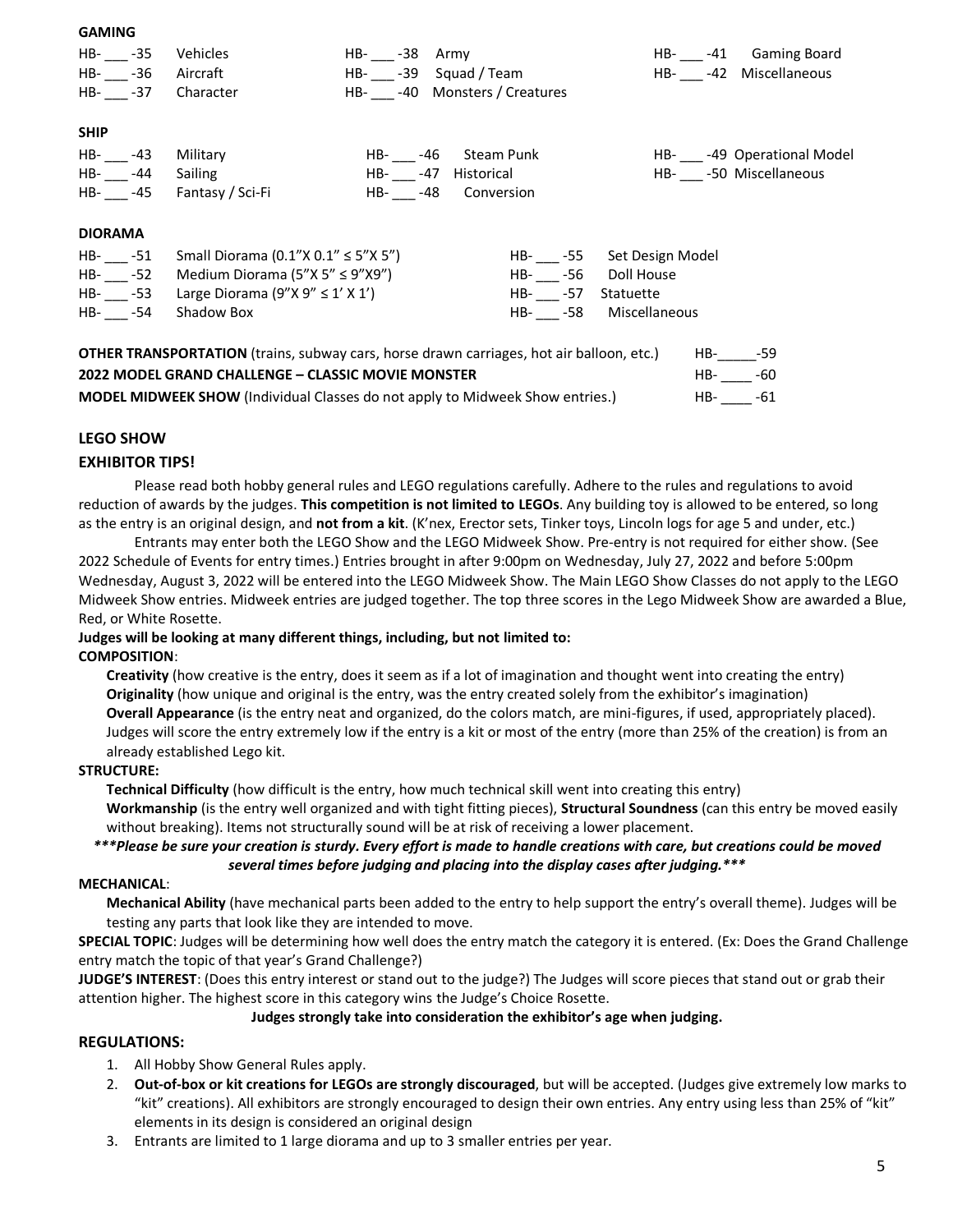**GAMING**

HB- ___ -35 Vehicles
HB- ___ -36 Aircraft
HB- ___ -37 Character
HB- ___ -38 Army
HB- ___ -39 Squad / Team
HB- ___ -40 Monsters / Creatures
HB- ___ -41 Gaming Board
HB- ___ -42 Miscellaneous

**SHIP**

HB- ___ -43 Military
HB- ___ -44 Sailing
HB- ___ -45 Fantasy / Sci-Fi
HB- ___ -46 Steam Punk
HB- ___ -47 Historical
HB- ___ -48 Conversion
HB- ___ -49 Operational Model
HB- ___ -50 Miscellaneous

**DIORAMA**

HB- ___ -51 Small Diorama (0.1"X 0.1" ≤ 5"X 5")
HB- ___ -52 Medium Diorama (5"X 5" ≤ 9"X9")
HB- ___ -53 Large Diorama (9"X 9" ≤ 1' X 1')
HB- ___ -54 Shadow Box
HB- ___ -55 Set Design Model
HB- ___ -56 Doll House
HB- ___ -57 Statuette
HB- ___ -58 Miscellaneous

**OTHER TRANSPORTATION** (trains, subway cars, horse drawn carriages, hot air balloon, etc.) HB-_____-59

**2022 MODEL GRAND CHALLENGE – CLASSIC MOVIE MONSTER** HB- ____ -60

**MODEL MIDWEEK SHOW** (Individual Classes do not apply to Midweek Show entries.) HB- ____ -61

## LEGO SHOW

### EXHIBITOR TIPS!

Please read both hobby general rules and LEGO regulations carefully. Adhere to the rules and regulations to avoid reduction of awards by the judges. **This competition is not limited to LEGOs**. Any building toy is allowed to be entered, so long as the entry is an original design, and **not from a kit**. (K'nex, Erector sets, Tinker toys, Lincoln logs for age 5 and under, etc.)

Entrants may enter both the LEGO Show and the LEGO Midweek Show. Pre-entry is not required for either show. (See 2022 Schedule of Events for entry times.) Entries brought in after 9:00pm on Wednesday, July 27, 2022 and before 5:00pm Wednesday, August 3, 2022 will be entered into the LEGO Midweek Show. The Main LEGO Show Classes do not apply to the LEGO Midweek Show entries. Midweek entries are judged together. The top three scores in the Lego Midweek Show are awarded a Blue, Red, or White Rosette.

**Judges will be looking at many different things, including, but not limited to:**

**COMPOSITION**:

**Creativity** (how creative is the entry, does it seem as if a lot of imagination and thought went into creating the entry)
**Originality** (how unique and original is the entry, was the entry created solely from the exhibitor's imagination)
**Overall Appearance** (is the entry neat and organized, do the colors match, are mini-figures, if used, appropriately placed). Judges will score the entry extremely low if the entry is a kit or most of the entry (more than 25% of the creation) is from an already established Lego kit.

**STRUCTURE:**

**Technical Difficulty** (how difficult is the entry, how much technical skill went into creating this entry)
**Workmanship** (is the entry well organized and with tight fitting pieces), **Structural Soundness** (can this entry be moved easily without breaking). Items not structurally sound will be at risk of receiving a lower placement.

***\*\*\*Please be sure your creation is sturdy. Every effort is made to handle creations with care, but creations could be moved several times before judging and placing into the display cases after judging.\*\*\****

**MECHANICAL**:

**Mechanical Ability** (have mechanical parts been added to the entry to help support the entry's overall theme). Judges will be testing any parts that look like they are intended to move.

**SPECIAL TOPIC**: Judges will be determining how well does the entry match the category it is entered. (Ex: Does the Grand Challenge entry match the topic of that year's Grand Challenge?)

**JUDGE'S INTEREST**: (Does this entry interest or stand out to the judge?) The Judges will score pieces that stand out or grab their attention higher. The highest score in this category wins the Judge's Choice Rosette.

**Judges strongly take into consideration the exhibitor's age when judging.**

### REGULATIONS:

1. All Hobby Show General Rules apply.
2. **Out-of-box or kit creations for LEGOs are strongly discouraged**, but will be accepted. (Judges give extremely low marks to "kit" creations). All exhibitors are strongly encouraged to design their own entries. Any entry using less than 25% of "kit" elements in its design is considered an original design
3. Entrants are limited to 1 large diorama and up to 3 smaller entries per year.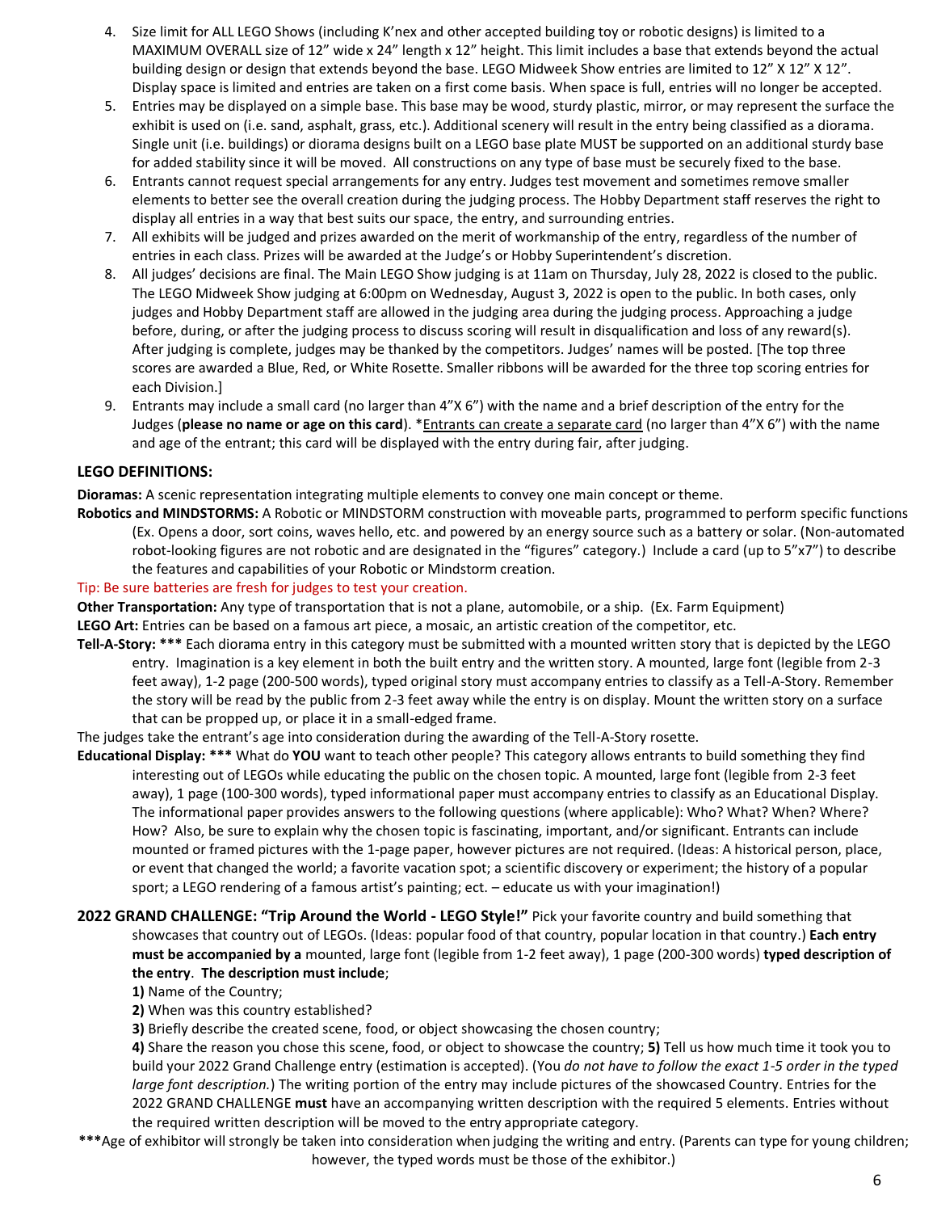4. Size limit for ALL LEGO Shows (including K'nex and other accepted building toy or robotic designs) is limited to a MAXIMUM OVERALL size of 12" wide x 24" length x 12" height. This limit includes a base that extends beyond the actual building design or design that extends beyond the base. LEGO Midweek Show entries are limited to 12" X 12" X 12". Display space is limited and entries are taken on a first come basis. When space is full, entries will no longer be accepted.
5. Entries may be displayed on a simple base. This base may be wood, sturdy plastic, mirror, or may represent the surface the exhibit is used on (i.e. sand, asphalt, grass, etc.). Additional scenery will result in the entry being classified as a diorama. Single unit (i.e. buildings) or diorama designs built on a LEGO base plate MUST be supported on an additional sturdy base for added stability since it will be moved. All constructions on any type of base must be securely fixed to the base.
6. Entrants cannot request special arrangements for any entry. Judges test movement and sometimes remove smaller elements to better see the overall creation during the judging process. The Hobby Department staff reserves the right to display all entries in a way that best suits our space, the entry, and surrounding entries.
7. All exhibits will be judged and prizes awarded on the merit of workmanship of the entry, regardless of the number of entries in each class. Prizes will be awarded at the Judge's or Hobby Superintendent's discretion.
8. All judges' decisions are final. The Main LEGO Show judging is at 11am on Thursday, July 28, 2022 is closed to the public. The LEGO Midweek Show judging at 6:00pm on Wednesday, August 3, 2022 is open to the public. In both cases, only judges and Hobby Department staff are allowed in the judging area during the judging process. Approaching a judge before, during, or after the judging process to discuss scoring will result in disqualification and loss of any reward(s). After judging is complete, judges may be thanked by the competitors. Judges' names will be posted. [The top three scores are awarded a Blue, Red, or White Rosette. Smaller ribbons will be awarded for the three top scoring entries for each Division.]
9. Entrants may include a small card (no larger than 4"X 6") with the name and a brief description of the entry for the Judges (**please no name or age on this card**). *Entrants can create a separate card (no larger than 4"X 6") with the name and age of the entrant; this card will be displayed with the entry during fair, after judging.

## LEGO DEFINITIONS:

**Dioramas:** A scenic representation integrating multiple elements to convey one main concept or theme.

**Robotics and MINDSTORMS:** A Robotic or MINDSTORM construction with moveable parts, programmed to perform specific functions (Ex. Opens a door, sort coins, waves hello, etc. and powered by an energy source such as a battery or solar. (Non-automated robot-looking figures are not robotic and are designated in the "figures" category.) Include a card (up to 5"x7") to describe the features and capabilities of your Robotic or Mindstorm creation.

Tip: Be sure batteries are fresh for judges to test your creation.

**Other Transportation:** Any type of transportation that is not a plane, automobile, or a ship. (Ex. Farm Equipment)

**LEGO Art:** Entries can be based on a famous art piece, a mosaic, an artistic creation of the competitor, etc.

**Tell-A-Story:** *** Each diorama entry in this category must be submitted with a mounted written story that is depicted by the LEGO entry. Imagination is a key element in both the built entry and the written story. A mounted, large font (legible from 2-3 feet away), 1-2 page (200-500 words), typed original story must accompany entries to classify as a Tell-A-Story. Remember the story will be read by the public from 2-3 feet away while the entry is on display. Mount the written story on a surface that can be propped up, or place it in a small-edged frame.

The judges take the entrant's age into consideration during the awarding of the Tell-A-Story rosette.

**Educational Display:** *** What do **YOU** want to teach other people? This category allows entrants to build something they find interesting out of LEGOs while educating the public on the chosen topic. A mounted, large font (legible from 2-3 feet away), 1 page (100-300 words), typed informational paper must accompany entries to classify as an Educational Display. The informational paper provides answers to the following questions (where applicable): Who? What? When? Where? How? Also, be sure to explain why the chosen topic is fascinating, important, and/or significant. Entrants can include mounted or framed pictures with the 1-page paper, however pictures are not required. (Ideas: A historical person, place, or event that changed the world; a favorite vacation spot; a scientific discovery or experiment; the history of a popular sport; a LEGO rendering of a famous artist's painting; ect. – educate us with your imagination!)

**2022 GRAND CHALLENGE: "Trip Around the World - LEGO Style!"** Pick your favorite country and build something that showcases that country out of LEGOs. (Ideas: popular food of that country, popular location in that country.) **Each entry must be accompanied by a** mounted, large font (legible from 1-2 feet away), 1 page (200-300 words) **typed description of the entry**. **The description must include**;

**1)** Name of the Country;

**2)** When was this country established?

**3)** Briefly describe the created scene, food, or object showcasing the chosen country;

**4)** Share the reason you chose this scene, food, or object to showcase the country; **5)** Tell us how much time it took you to build your 2022 Grand Challenge entry (estimation is accepted). (You *do not have to follow the exact 1-5 order in the typed large font description.*) The writing portion of the entry may include pictures of the showcased Country. Entries for the 2022 GRAND CHALLENGE **must** have an accompanying written description with the required 5 elements. Entries without the required written description will be moved to the entry appropriate category.

***Age of exhibitor will strongly be taken into consideration when judging the writing and entry. (Parents can type for young children; however, the typed words must be those of the exhibitor.)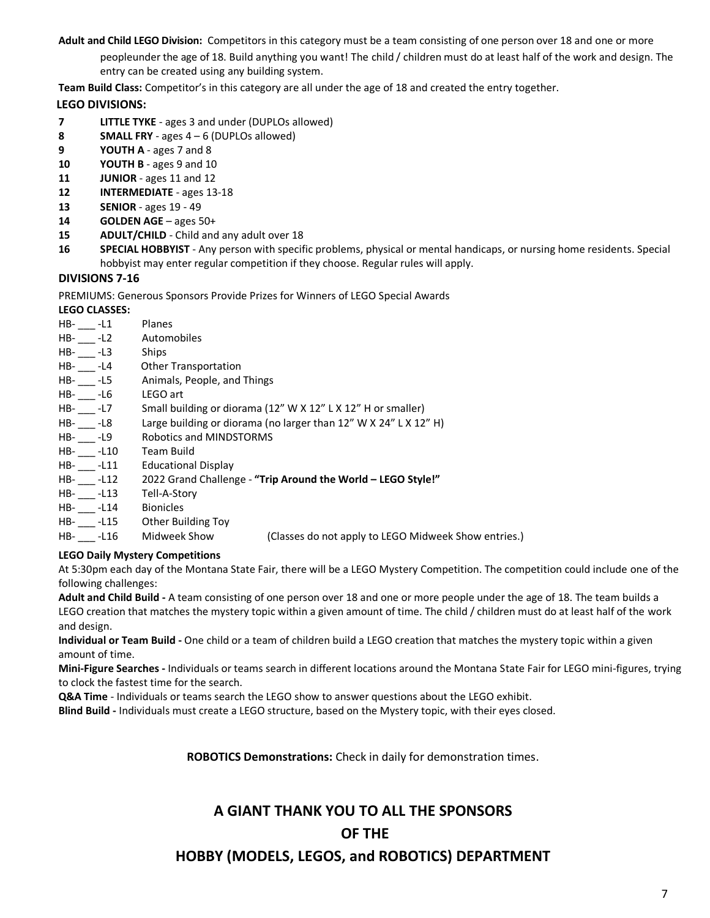**Adult and Child LEGO Division:** Competitors in this category must be a team consisting of one person over 18 and one or more peopleunder the age of 18. Build anything you want! The child / children must do at least half of the work and design. The entry can be created using any building system.

**Team Build Class:** Competitor's in this category are all under the age of 18 and created the entry together.

### LEGO DIVISIONS:

- **7** **LITTLE TYKE** - ages 3 and under (DUPLOs allowed)
- **8** **SMALL FRY** - ages 4 – 6 (DUPLOs allowed)
- **9** **YOUTH A** - ages 7 and 8
- **10** **YOUTH B** - ages 9 and 10
- **11** **JUNIOR** - ages 11 and 12
- **12** **INTERMEDIATE** - ages 13-18
- **13** **SENIOR** - ages 19 - 49
- **14** **GOLDEN AGE** – ages 50+
- **15** **ADULT/CHILD** - Child and any adult over 18
- **16** **SPECIAL HOBBYIST** - Any person with specific problems, physical or mental handicaps, or nursing home residents. Special hobbyist may enter regular competition if they choose. Regular rules will apply.

### DIVISIONS 7-16

PREMIUMS: Generous Sponsors Provide Prizes for Winners of LEGO Special Awards

**LEGO CLASSES:**

- HB- ___ -L1 Planes
- HB- ___ -L2 Automobiles
- HB- ___ -L3 Ships
- HB- ___ -L4 Other Transportation
- HB- ___ -L5 Animals, People, and Things
- HB- ___ -L6 LEGO art
- HB- ___ -L7 Small building or diorama (12" W X 12" L X 12" H or smaller)
- HB- ___ -L8 Large building or diorama (no larger than 12" W X 24" L X 12" H)
- HB- ___ -L9 Robotics and MINDSTORMS
- HB- ___ -L10 Team Build
- HB- ___ -L11 Educational Display
- HB- ___ -L12 2022 Grand Challenge - **"Trip Around the World – LEGO Style!"**
- HB- ___ -L13 Tell-A-Story
- HB- ___ -L14 Bionicles
- HB- ___ -L15 Other Building Toy
- HB- ___ -L16 Midweek Show (Classes do not apply to LEGO Midweek Show entries.)

**LEGO Daily Mystery Competitions**

At 5:30pm each day of the Montana State Fair, there will be a LEGO Mystery Competition. The competition could include one of the following challenges:

**Adult and Child Build -** A team consisting of one person over 18 and one or more people under the age of 18. The team builds a LEGO creation that matches the mystery topic within a given amount of time. The child / children must do at least half of the work and design.

**Individual or Team Build -** One child or a team of children build a LEGO creation that matches the mystery topic within a given amount of time.

**Mini-Figure Searches -** Individuals or teams search in different locations around the Montana State Fair for LEGO mini-figures, trying to clock the fastest time for the search.

**Q&A Time** - Individuals or teams search the LEGO show to answer questions about the LEGO exhibit.

**Blind Build -** Individuals must create a LEGO structure, based on the Mystery topic, with their eyes closed.

**ROBOTICS Demonstrations:** Check in daily for demonstration times.

## A GIANT THANK YOU TO ALL THE SPONSORS OF THE HOBBY (MODELS, LEGOS, and ROBOTICS) DEPARTMENT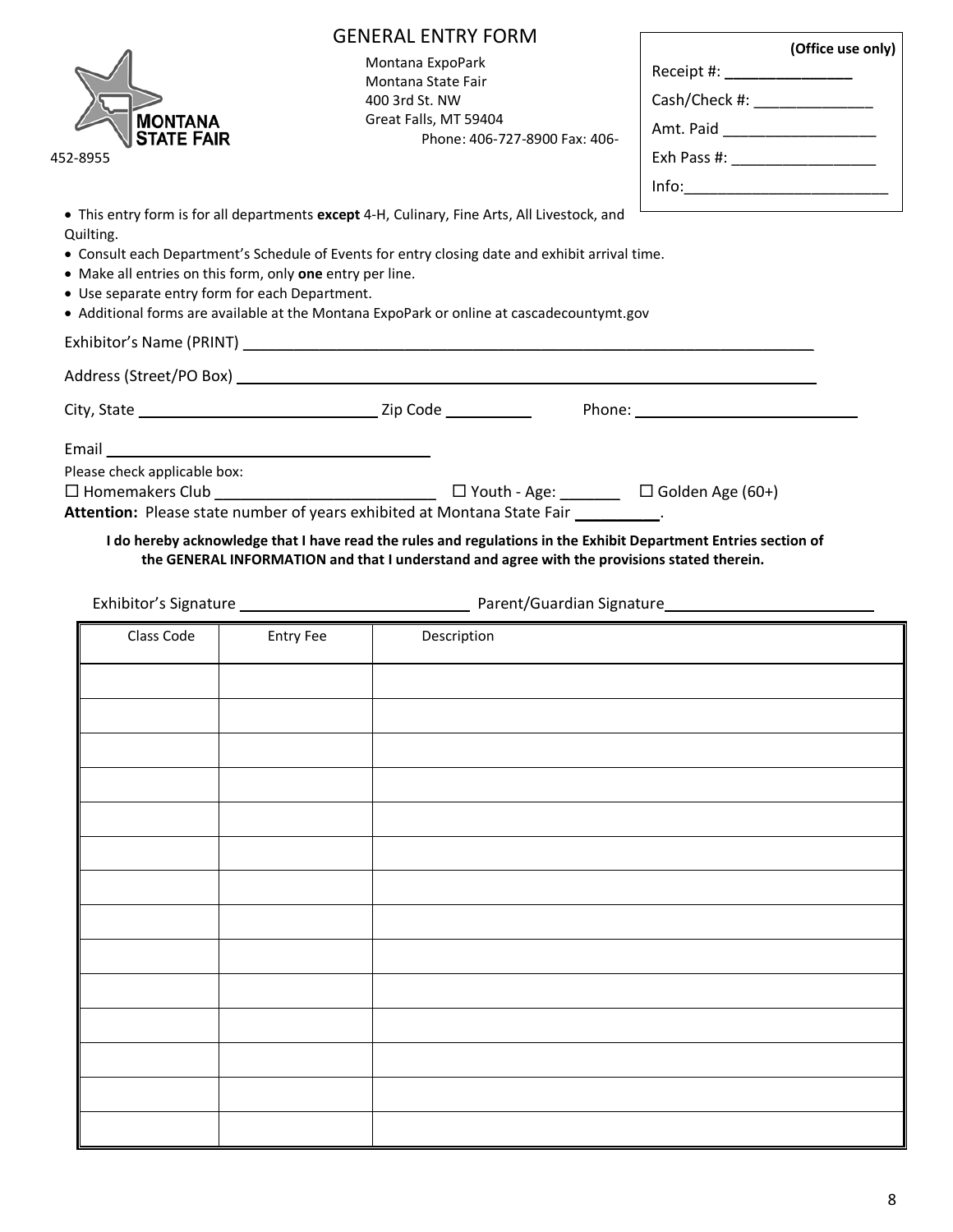# GENERAL ENTRY FORM

Montana ExpoPark
Montana State Fair
400 3rd St. NW
Great Falls, MT 59404
Phone: 406-727-8900 Fax: 406-452-8955

**(Office use only)**
Receipt #: ______________
Cash/Check #: ______________
Amt. Paid ______________
Exh Pass #: ______________
Info: ______________

- This entry form is for all departments **except** 4-H, Culinary, Fine Arts, All Livestock, and Quilting.
- Consult each Department's Schedule of Events for entry closing date and exhibit arrival time.
- Make all entries on this form, only **one** entry per line.
- Use separate entry form for each Department.
- Additional forms are available at the Montana ExpoPark or online at cascadecountymt.gov

Exhibitor's Name (PRINT) ______________________________

Address (Street/PO Box) ______________________________

City, State ______________ Zip Code __________ Phone: ______________

Email ______________________________

Please check applicable box:
☐ Homemakers Club ______________ ☐ Youth - Age: _______ ☐ Golden Age (60+)

**Attention:** Please state number of years exhibited at Montana State Fair __________.

**I do hereby acknowledge that I have read the rules and regulations in the Exhibit Department Entries section of the GENERAL INFORMATION and that I understand and agree with the provisions stated therein.**

Exhibitor's Signature ______________________ Parent/Guardian Signature ______________________

| Class Code | Entry Fee | Description |
|---|---|---|
| | | |
| | | |
| | | |
| | | |
| | | |
| | | |
| | | |
| | | |
| | | |
| | | |
| | | |
| | | |
| | | |
| | | |